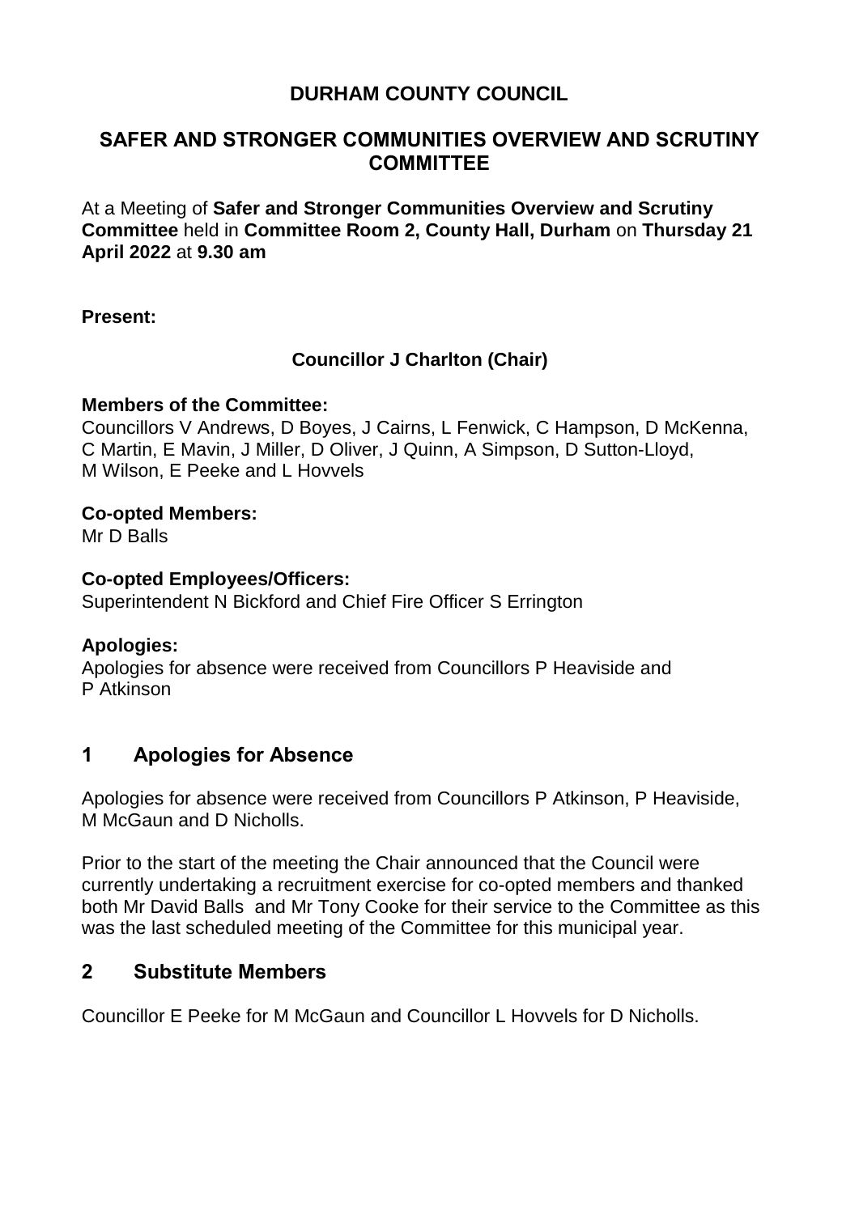# DURHAM COUNTY COUNCIL

## SAFER AND STRONGER COMMUNITIES OVERVIEW AND SCRUTINY COMMITTEE

At a Meeting of **Safer and Stronger Communities Overview and Scrutiny Committee** held in **Committee Room 2, County Hall, Durham** on **Thursday 21 April 2022** at **9.30 am**

**Present:**

**Councillor J Charlton (Chair)**

**Members of the Committee:**
Councillors V Andrews, D Boyes, J Cairns, L Fenwick, C Hampson, D McKenna, C Martin, E Mavin, J Miller, D Oliver, J Quinn, A Simpson, D Sutton-Lloyd, M Wilson, E Peeke and L Hovvels

**Co-opted Members:**
Mr D Balls

**Co-opted Employees/Officers:**
Superintendent N Bickford and Chief Fire Officer S Errington

**Apologies:**
Apologies for absence were received from Councillors P Heaviside and P Atkinson

## 1 Apologies for Absence

Apologies for absence were received from Councillors P Atkinson, P Heaviside, M McGaun and D Nicholls.

Prior to the start of the meeting the Chair announced that the Council were currently undertaking a recruitment exercise for co-opted members and thanked both Mr David Balls and Mr Tony Cooke for their service to the Committee as this was the last scheduled meeting of the Committee for this municipal year.

## 2 Substitute Members

Councillor E Peeke for M McGaun and Councillor L Hovvels for D Nicholls.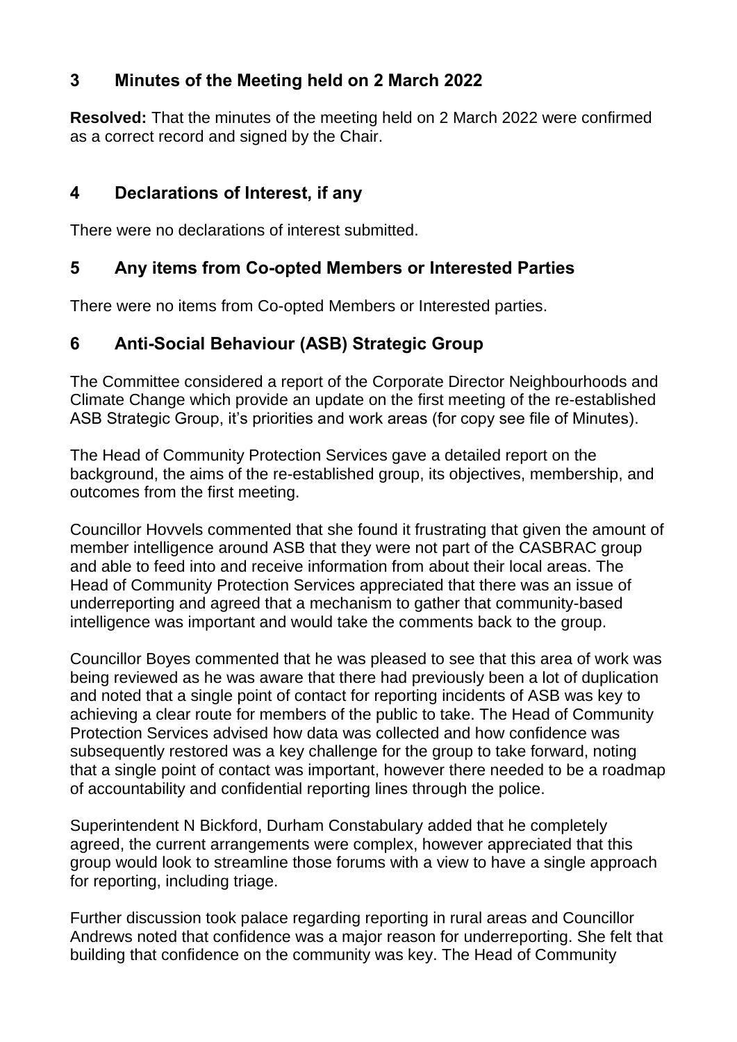## 3 Minutes of the Meeting held on 2 March 2022

**Resolved:** That the minutes of the meeting held on 2 March 2022 were confirmed as a correct record and signed by the Chair.

## 4 Declarations of Interest, if any

There were no declarations of interest submitted.

## 5 Any items from Co-opted Members or Interested Parties

There were no items from Co-opted Members or Interested parties.

## 6 Anti-Social Behaviour (ASB) Strategic Group

The Committee considered a report of the Corporate Director Neighbourhoods and Climate Change which provide an update on the first meeting of the re-established ASB Strategic Group, it's priorities and work areas (for copy see file of Minutes).

The Head of Community Protection Services gave a detailed report on the background, the aims of the re-established group, its objectives, membership, and outcomes from the first meeting.

Councillor Hovvels commented that she found it frustrating that given the amount of member intelligence around ASB that they were not part of the CASBRAC group and able to feed into and receive information from about their local areas. The Head of Community Protection Services appreciated that there was an issue of underreporting and agreed that a mechanism to gather that community-based intelligence was important and would take the comments back to the group.

Councillor Boyes commented that he was pleased to see that this area of work was being reviewed as he was aware that there had previously been a lot of duplication and noted that a single point of contact for reporting incidents of ASB was key to achieving a clear route for members of the public to take. The Head of Community Protection Services advised how data was collected and how confidence was subsequently restored was a key challenge for the group to take forward, noting that a single point of contact was important, however there needed to be a roadmap of accountability and confidential reporting lines through the police.

Superintendent N Bickford, Durham Constabulary added that he completely agreed, the current arrangements were complex, however appreciated that this group would look to streamline those forums with a view to have a single approach for reporting, including triage.

Further discussion took palace regarding reporting in rural areas and Councillor Andrews noted that confidence was a major reason for underreporting. She felt that building that confidence on the community was key. The Head of Community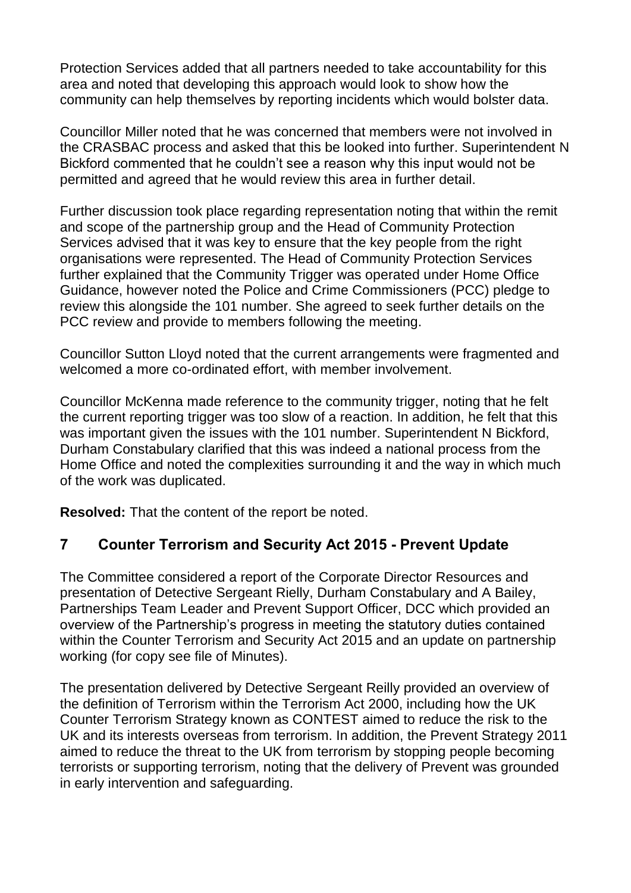Protection Services added that all partners needed to take accountability for this area and noted that developing this approach would look to show how the community can help themselves by reporting incidents which would bolster data.

Councillor Miller noted that he was concerned that members were not involved in the CRASBAC process and asked that this be looked into further. Superintendent N Bickford commented that he couldn't see a reason why this input would not be permitted and agreed that he would review this area in further detail.

Further discussion took place regarding representation noting that within the remit and scope of the partnership group and the Head of Community Protection Services advised that it was key to ensure that the key people from the right organisations were represented. The Head of Community Protection Services further explained that the Community Trigger was operated under Home Office Guidance, however noted the Police and Crime Commissioners (PCC) pledge to review this alongside the 101 number. She agreed to seek further details on the PCC review and provide to members following the meeting.

Councillor Sutton Lloyd noted that the current arrangements were fragmented and welcomed a more co-ordinated effort, with member involvement.

Councillor McKenna made reference to the community trigger, noting that he felt the current reporting trigger was too slow of a reaction. In addition, he felt that this was important given the issues with the 101 number. Superintendent N Bickford, Durham Constabulary clarified that this was indeed a national process from the Home Office and noted the complexities surrounding it and the way in which much of the work was duplicated.

**Resolved:** That the content of the report be noted.

## 7 Counter Terrorism and Security Act 2015 - Prevent Update

The Committee considered a report of the Corporate Director Resources and presentation of Detective Sergeant Rielly, Durham Constabulary and A Bailey, Partnerships Team Leader and Prevent Support Officer, DCC which provided an overview of the Partnership's progress in meeting the statutory duties contained within the Counter Terrorism and Security Act 2015 and an update on partnership working (for copy see file of Minutes).

The presentation delivered by Detective Sergeant Reilly provided an overview of the definition of Terrorism within the Terrorism Act 2000, including how the UK Counter Terrorism Strategy known as CONTEST aimed to reduce the risk to the UK and its interests overseas from terrorism. In addition, the Prevent Strategy 2011 aimed to reduce the threat to the UK from terrorism by stopping people becoming terrorists or supporting terrorism, noting that the delivery of Prevent was grounded in early intervention and safeguarding.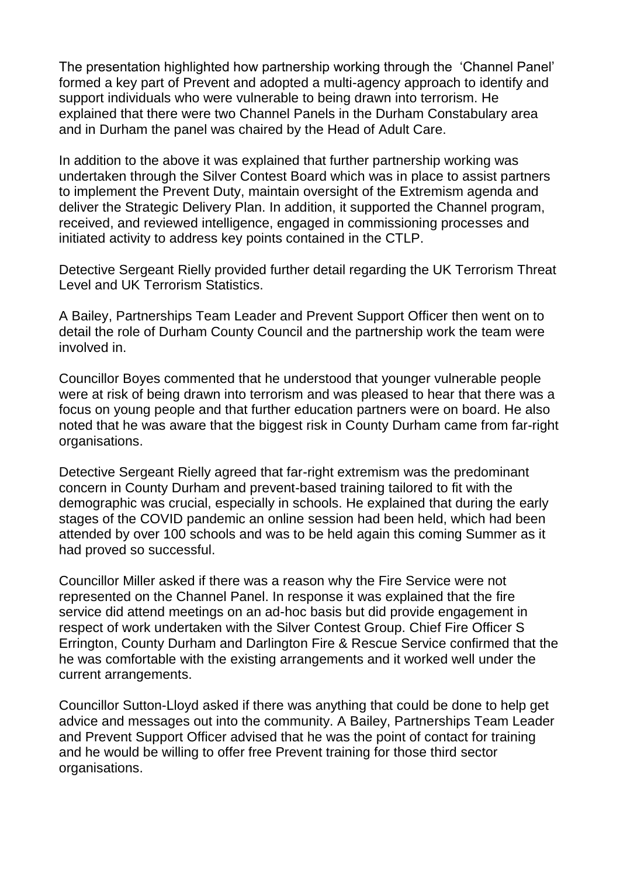The presentation highlighted how partnership working through the  'Channel Panel' formed a key part of Prevent and adopted a multi-agency approach to identify and support individuals who were vulnerable to being drawn into terrorism. He explained that there were two Channel Panels in the Durham Constabulary area and in Durham the panel was chaired by the Head of Adult Care.

In addition to the above it was explained that further partnership working was undertaken through the Silver Contest Board which was in place to assist partners to implement the Prevent Duty, maintain oversight of the Extremism agenda and deliver the Strategic Delivery Plan. In addition, it supported the Channel program, received, and reviewed intelligence, engaged in commissioning processes and initiated activity to address key points contained in the CTLP.

Detective Sergeant Rielly provided further detail regarding the UK Terrorism Threat Level and UK Terrorism Statistics.

A Bailey, Partnerships Team Leader and Prevent Support Officer then went on to detail the role of Durham County Council and the partnership work the team were involved in.

Councillor Boyes commented that he understood that younger vulnerable people were at risk of being drawn into terrorism and was pleased to hear that there was a focus on young people and that further education partners were on board. He also noted that he was aware that the biggest risk in County Durham came from far-right organisations.

Detective Sergeant Rielly agreed that far-right extremism was the predominant concern in County Durham and prevent-based training tailored to fit with the demographic was crucial, especially in schools. He explained that during the early stages of the COVID pandemic an online session had been held, which had been attended by over 100 schools and was to be held again this coming Summer as it had proved so successful.

Councillor Miller asked if there was a reason why the Fire Service were not represented on the Channel Panel. In response it was explained that the fire service did attend meetings on an ad-hoc basis but did provide engagement in respect of work undertaken with the Silver Contest Group. Chief Fire Officer S Errington, County Durham and Darlington Fire & Rescue Service confirmed that the he was comfortable with the existing arrangements and it worked well under the current arrangements.

Councillor Sutton-Lloyd asked if there was anything that could be done to help get advice and messages out into the community. A Bailey, Partnerships Team Leader and Prevent Support Officer advised that he was the point of contact for training and he would be willing to offer free Prevent training for those third sector organisations.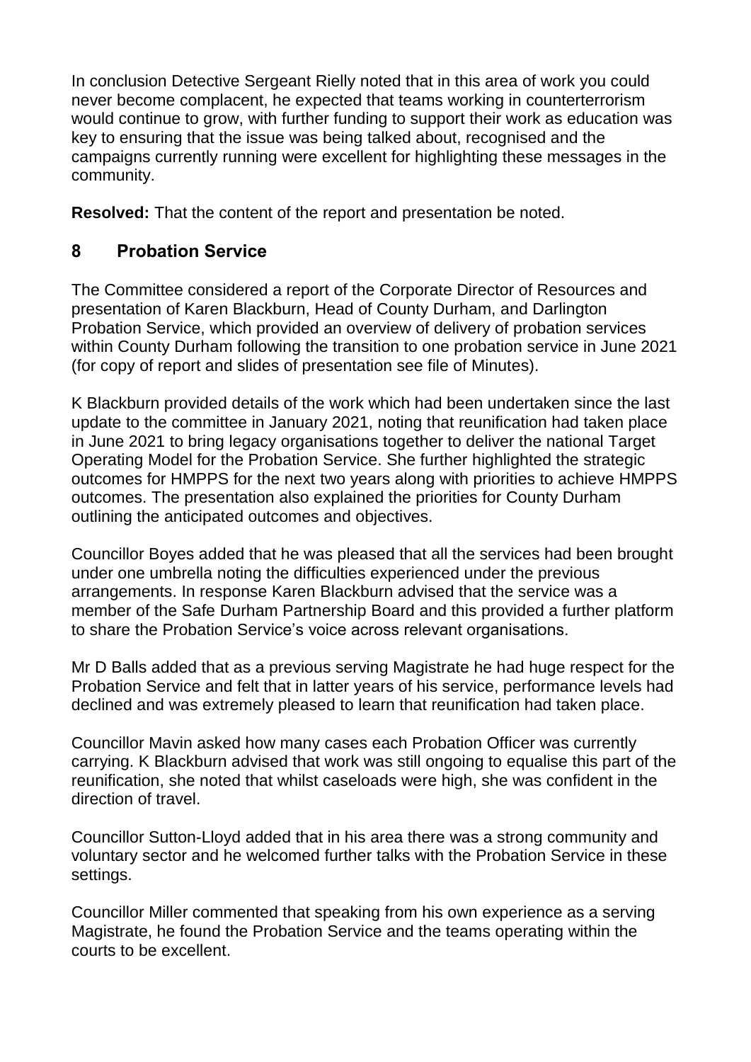In conclusion Detective Sergeant Rielly noted that in this area of work you could never become complacent, he expected that teams working in counterterrorism would continue to grow, with further funding to support their work as education was key to ensuring that the issue was being talked about, recognised and the campaigns currently running were excellent for highlighting these messages in the community.

**Resolved:** That the content of the report and presentation be noted.

## 8 Probation Service

The Committee considered a report of the Corporate Director of Resources and presentation of Karen Blackburn, Head of County Durham, and Darlington Probation Service, which provided an overview of delivery of probation services within County Durham following the transition to one probation service in June 2021 (for copy of report and slides of presentation see file of Minutes).

K Blackburn provided details of the work which had been undertaken since the last update to the committee in January 2021, noting that reunification had taken place in June 2021 to bring legacy organisations together to deliver the national Target Operating Model for the Probation Service. She further highlighted the strategic outcomes for HMPPS for the next two years along with priorities to achieve HMPPS outcomes. The presentation also explained the priorities for County Durham outlining the anticipated outcomes and objectives.

Councillor Boyes added that he was pleased that all the services had been brought under one umbrella noting the difficulties experienced under the previous arrangements. In response Karen Blackburn advised that the service was a member of the Safe Durham Partnership Board and this provided a further platform to share the Probation Service's voice across relevant organisations.

Mr D Balls added that as a previous serving Magistrate he had huge respect for the Probation Service and felt that in latter years of his service, performance levels had declined and was extremely pleased to learn that reunification had taken place.

Councillor Mavin asked how many cases each Probation Officer was currently carrying. K Blackburn advised that work was still ongoing to equalise this part of the reunification, she noted that whilst caseloads were high, she was confident in the direction of travel.

Councillor Sutton-Lloyd added that in his area there was a strong community and voluntary sector and he welcomed further talks with the Probation Service in these settings.

Councillor Miller commented that speaking from his own experience as a serving Magistrate, he found the Probation Service and the teams operating within the courts to be excellent.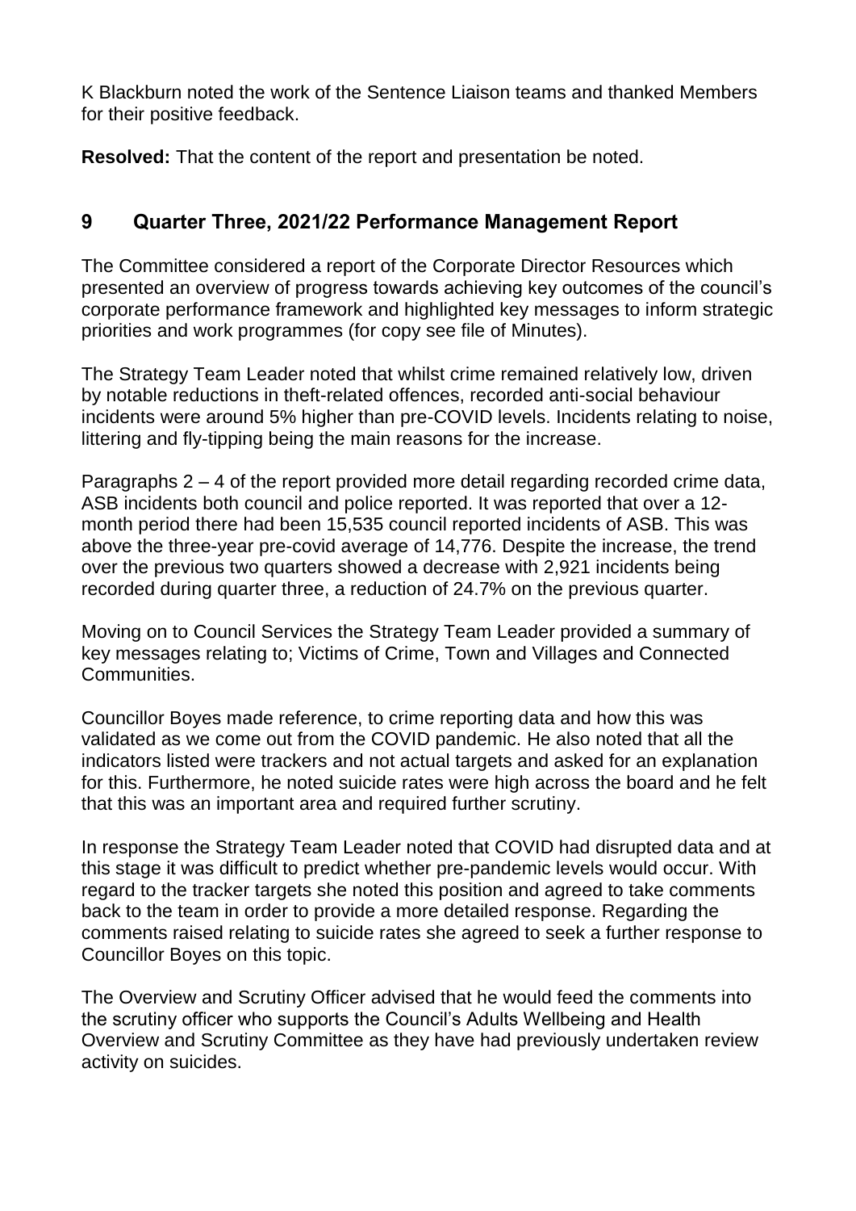K Blackburn noted the work of the Sentence Liaison teams and thanked Members for their positive feedback.

**Resolved:** That the content of the report and presentation be noted.

## 9 Quarter Three, 2021/22 Performance Management Report

The Committee considered a report of the Corporate Director Resources which presented an overview of progress towards achieving key outcomes of the council's corporate performance framework and highlighted key messages to inform strategic priorities and work programmes (for copy see file of Minutes).

The Strategy Team Leader noted that whilst crime remained relatively low, driven by notable reductions in theft-related offences, recorded anti-social behaviour incidents were around 5% higher than pre-COVID levels. Incidents relating to noise, littering and fly-tipping being the main reasons for the increase.

Paragraphs 2 – 4 of the report provided more detail regarding recorded crime data, ASB incidents both council and police reported. It was reported that over a 12-month period there had been 15,535 council reported incidents of ASB. This was above the three-year pre-covid average of 14,776. Despite the increase, the trend over the previous two quarters showed a decrease with 2,921 incidents being recorded during quarter three, a reduction of 24.7% on the previous quarter.

Moving on to Council Services the Strategy Team Leader provided a summary of key messages relating to; Victims of Crime, Town and Villages and Connected Communities.

Councillor Boyes made reference, to crime reporting data and how this was validated as we come out from the COVID pandemic. He also noted that all the indicators listed were trackers and not actual targets and asked for an explanation for this. Furthermore, he noted suicide rates were high across the board and he felt that this was an important area and required further scrutiny.

In response the Strategy Team Leader noted that COVID had disrupted data and at this stage it was difficult to predict whether pre-pandemic levels would occur. With regard to the tracker targets she noted this position and agreed to take comments back to the team in order to provide a more detailed response. Regarding the comments raised relating to suicide rates she agreed to seek a further response to Councillor Boyes on this topic.

The Overview and Scrutiny Officer advised that he would feed the comments into the scrutiny officer who supports the Council's Adults Wellbeing and Health Overview and Scrutiny Committee as they have had previously undertaken review activity on suicides.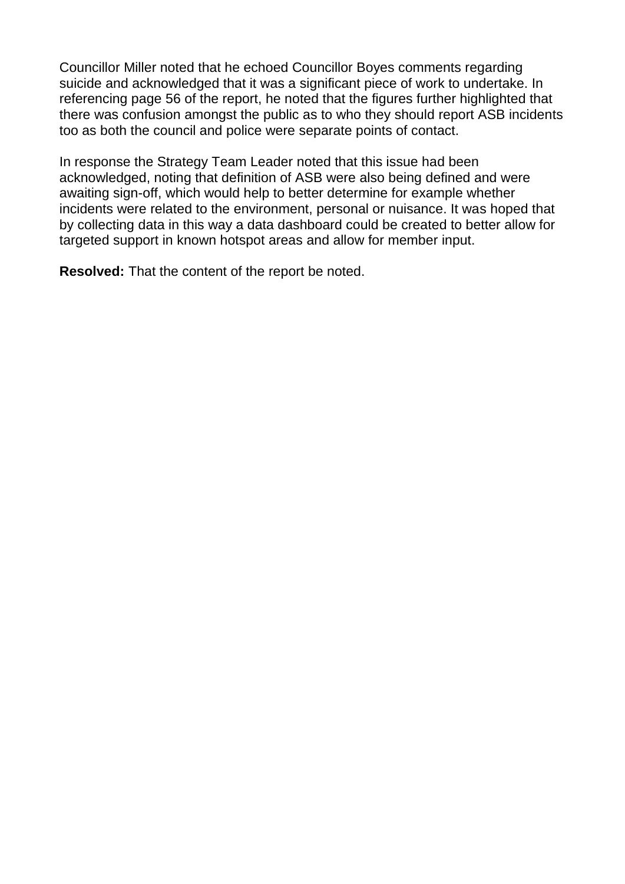Councillor Miller noted that he echoed Councillor Boyes comments regarding suicide and acknowledged that it was a significant piece of work to undertake. In referencing page 56 of the report, he noted that the figures further highlighted that there was confusion amongst the public as to who they should report ASB incidents too as both the council and police were separate points of contact.

In response the Strategy Team Leader noted that this issue had been acknowledged, noting that definition of ASB were also being defined and were awaiting sign-off, which would help to better determine for example whether incidents were related to the environment, personal or nuisance. It was hoped that by collecting data in this way a data dashboard could be created to better allow for targeted support in known hotspot areas and allow for member input.

**Resolved:** That the content of the report be noted.